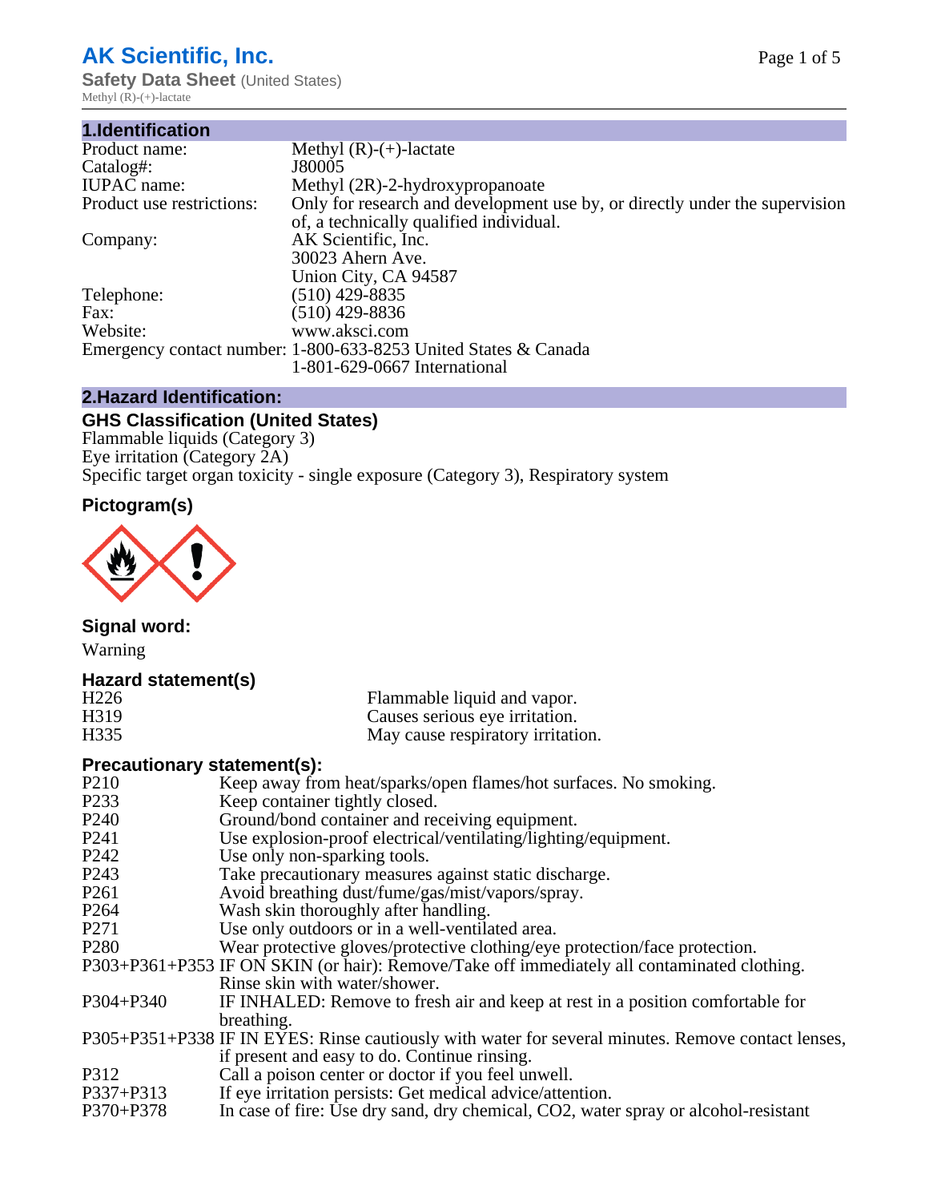# AK Scientific, Inc.

**Safety Data Sheet** (United States)

Methyl (R)-(+)-lactate

## 1.Identification

| | |
|---|---|
| Product name: | Methyl (R)-(+)-lactate |
| Catalog#: | J80005 |
| IUPAC name: | Methyl (2R)-2-hydroxypropanoate |
| Product use restrictions: | Only for research and development use by, or directly under the supervision of, a technically qualified individual. |
| Company: | AK Scientific, Inc.<br>30023 Ahern Ave.<br>Union City, CA 94587 |
| Telephone: | (510) 429-8835 |
| Fax: | (510) 429-8836 |
| Website: | www.aksci.com |
| Emergency contact number: | 1-800-633-8253 United States & Canada<br>1-801-629-0667 International |

## 2.Hazard Identification:

### GHS Classification (United States)

Flammable liquids (Category 3)
Eye irritation (Category 2A)
Specific target organ toxicity - single exposure (Category 3), Respiratory system

### Pictogram(s)

### Signal word:

Warning

### Hazard statement(s)

| | |
|---|---|
| H226 | Flammable liquid and vapor. |
| H319 | Causes serious eye irritation. |
| H335 | May cause respiratory irritation. |

### Precautionary statement(s):

| | |
|---|---|
| P210 | Keep away from heat/sparks/open flames/hot surfaces. No smoking. |
| P233 | Keep container tightly closed. |
| P240 | Ground/bond container and receiving equipment. |
| P241 | Use explosion-proof electrical/ventilating/lighting/equipment. |
| P242 | Use only non-sparking tools. |
| P243 | Take precautionary measures against static discharge. |
| P261 | Avoid breathing dust/fume/gas/mist/vapors/spray. |
| P264 | Wash skin thoroughly after handling. |
| P271 | Use only outdoors or in a well-ventilated area. |
| P280 | Wear protective gloves/protective clothing/eye protection/face protection. |
| P303+P361+P353 | IF ON SKIN (or hair): Remove/Take off immediately all contaminated clothing. Rinse skin with water/shower. |
| P304+P340 | IF INHALED: Remove to fresh air and keep at rest in a position comfortable for breathing. |
| P305+P351+P338 | IF IN EYES: Rinse cautiously with water for several minutes. Remove contact lenses, if present and easy to do. Continue rinsing. |
| P312 | Call a poison center or doctor if you feel unwell. |
| P337+P313 | If eye irritation persists: Get medical advice/attention. |
| P370+P378 | In case of fire: Use dry sand, dry chemical, CO2, water spray or alcohol-resistant |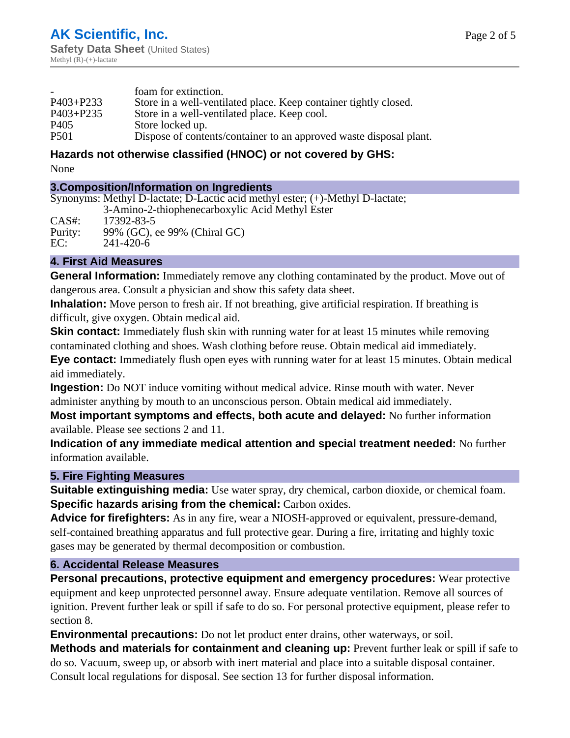| | |
|---|---|
| - | foam for extinction. |
| P403+P233 | Store in a well-ventilated place. Keep container tightly closed. |
| P403+P235 | Store in a well-ventilated place. Keep cool. |
| P405 | Store locked up. |
| P501 | Dispose of contents/container to an approved waste disposal plant. |

### Hazards not otherwise classified (HNOC) or not covered by GHS:

None

## 3.Composition/Information on Ingredients

Synonyms: Methyl D-lactate; D-Lactic acid methyl ester; (+)-Methyl D-lactate; 3-Amino-2-thiophenecarboxylic Acid Methyl Ester
CAS#: 17392-83-5
Purity: 99% (GC), ee 99% (Chiral GC)
EC: 241-420-6

## 4. First Aid Measures

**General Information:** Immediately remove any clothing contaminated by the product. Move out of dangerous area. Consult a physician and show this safety data sheet.

**Inhalation:** Move person to fresh air. If not breathing, give artificial respiration. If breathing is difficult, give oxygen. Obtain medical aid.

**Skin contact:** Immediately flush skin with running water for at least 15 minutes while removing contaminated clothing and shoes. Wash clothing before reuse. Obtain medical aid immediately.

**Eye contact:** Immediately flush open eyes with running water for at least 15 minutes. Obtain medical aid immediately.

**Ingestion:** Do NOT induce vomiting without medical advice. Rinse mouth with water. Never administer anything by mouth to an unconscious person. Obtain medical aid immediately.

**Most important symptoms and effects, both acute and delayed:** No further information available. Please see sections 2 and 11.

**Indication of any immediate medical attention and special treatment needed:** No further information available.

## 5. Fire Fighting Measures

**Suitable extinguishing media:** Use water spray, dry chemical, carbon dioxide, or chemical foam.

**Specific hazards arising from the chemical:** Carbon oxides.

**Advice for firefighters:** As in any fire, wear a NIOSH-approved or equivalent, pressure-demand, self-contained breathing apparatus and full protective gear. During a fire, irritating and highly toxic gases may be generated by thermal decomposition or combustion.

## 6. Accidental Release Measures

**Personal precautions, protective equipment and emergency procedures:** Wear protective equipment and keep unprotected personnel away. Ensure adequate ventilation. Remove all sources of ignition. Prevent further leak or spill if safe to do so. For personal protective equipment, please refer to section 8.

**Environmental precautions:** Do not let product enter drains, other waterways, or soil.

**Methods and materials for containment and cleaning up:** Prevent further leak or spill if safe to do so. Vacuum, sweep up, or absorb with inert material and place into a suitable disposal container. Consult local regulations for disposal. See section 13 for further disposal information.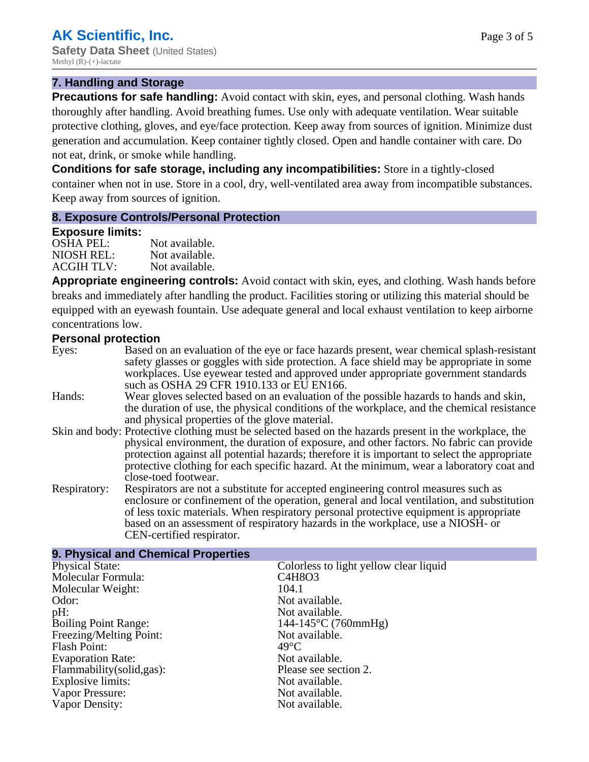## 7. Handling and Storage

**Precautions for safe handling:** Avoid contact with skin, eyes, and personal clothing. Wash hands thoroughly after handling. Avoid breathing fumes. Use only with adequate ventilation. Wear suitable protective clothing, gloves, and eye/face protection. Keep away from sources of ignition. Minimize dust generation and accumulation. Keep container tightly closed. Open and handle container with care. Do not eat, drink, or smoke while handling.

**Conditions for safe storage, including any incompatibilities:** Store in a tightly-closed container when not in use. Store in a cool, dry, well-ventilated area away from incompatible substances. Keep away from sources of ignition.

## 8. Exposure Controls/Personal Protection

**Exposure limits:**

| | |
|---|---|
| OSHA PEL: | Not available. |
| NIOSH REL: | Not available. |
| ACGIH TLV: | Not available. |

**Appropriate engineering controls:** Avoid contact with skin, eyes, and clothing. Wash hands before breaks and immediately after handling the product. Facilities storing or utilizing this material should be equipped with an eyewash fountain. Use adequate general and local exhaust ventilation to keep airborne concentrations low.

**Personal protection**

| | |
|---|---|
| Eyes: | Based on an evaluation of the eye or face hazards present, wear chemical splash-resistant safety glasses or goggles with side protection. A face shield may be appropriate in some workplaces. Use eyewear tested and approved under appropriate government standards such as OSHA 29 CFR 1910.133 or EU EN166. |
| Hands: | Wear gloves selected based on an evaluation of the possible hazards to hands and skin, the duration of use, the physical conditions of the workplace, and the chemical resistance and physical properties of the glove material. |
| Skin and body: | Protective clothing must be selected based on the hazards present in the workplace, the physical environment, the duration of exposure, and other factors. No fabric can provide protection against all potential hazards; therefore it is important to select the appropriate protective clothing for each specific hazard. At the minimum, wear a laboratory coat and close-toed footwear. |
| Respiratory: | Respirators are not a substitute for accepted engineering control measures such as enclosure or confinement of the operation, general and local ventilation, and substitution of less toxic materials. When respiratory personal protective equipment is appropriate based on an assessment of respiratory hazards in the workplace, use a NIOSH- or CEN-certified respirator. |

## 9. Physical and Chemical Properties

| | |
|---|---|
| Physical State: | Colorless to light yellow clear liquid |
| Molecular Formula: | $C_4H_8O_3$ |
| Molecular Weight: | 104.1 |
| Odor: | Not available. |
| pH: | Not available. |
| Boiling Point Range: | 144-145°C (760mmHg) |
| Freezing/Melting Point: | Not available. |
| Flash Point: | 49°C |
| Evaporation Rate: | Not available. |
| Flammability(solid,gas): | Please see section 2. |
| Explosive limits: | Not available. |
| Vapor Pressure: | Not available. |
| Vapor Density: | Not available. |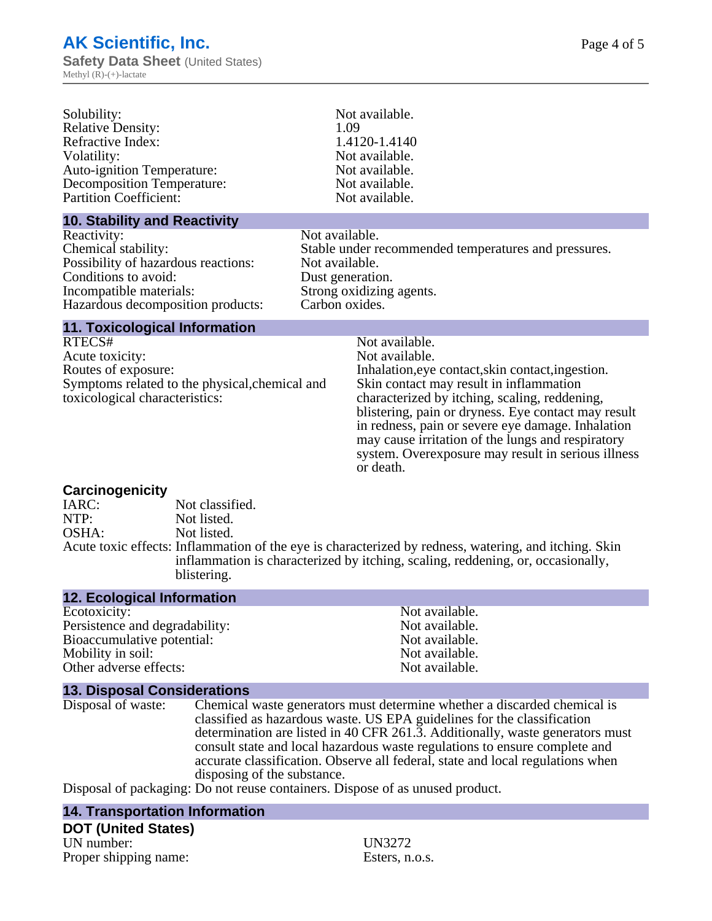| | |
|---|---|
| Solubility: | Not available. |
| Relative Density: | 1.09 |
| Refractive Index: | 1.4120-1.4140 |
| Volatility: | Not available. |
| Auto-ignition Temperature: | Not available. |
| Decomposition Temperature: | Not available. |
| Partition Coefficient: | Not available. |

## 10. Stability and Reactivity

| | |
|---|---|
| Reactivity: | Not available. |
| Chemical stability: | Stable under recommended temperatures and pressures. |
| Possibility of hazardous reactions: | Not available. |
| Conditions to avoid: | Dust generation. |
| Incompatible materials: | Strong oxidizing agents. |
| Hazardous decomposition products: | Carbon oxides. |

## 11. Toxicological Information

| | |
|---|---|
| RTECS# | Not available. |
| Acute toxicity: | Not available. |
| Routes of exposure: | Inhalation,eye contact,skin contact,ingestion. |
| Symptoms related to the physical,chemical and toxicological characteristics: | Skin contact may result in inflammation characterized by itching, scaling, reddening, blistering, pain or dryness. Eye contact may result in redness, pain or severe eye damage. Inhalation may cause irritation of the lungs and respiratory system. Overexposure may result in serious illness or death. |

### Carcinogenicity

| | |
|---|---|
| IARC: | Not classified. |
| NTP: | Not listed. |
| OSHA: | Not listed. |
| Acute toxic effects: | Inflammation of the eye is characterized by redness, watering, and itching. Skin inflammation is characterized by itching, scaling, reddening, or, occasionally, blistering. |

## 12. Ecological Information

| | |
|---|---|
| Ecotoxicity: | Not available. |
| Persistence and degradability: | Not available. |
| Bioaccumulative potential: | Not available. |
| Mobility in soil: | Not available. |
| Other adverse effects: | Not available. |

## 13. Disposal Considerations

Disposal of waste: Chemical waste generators must determine whether a discarded chemical is classified as hazardous waste. US EPA guidelines for the classification determination are listed in 40 CFR 261.3. Additionally, waste generators must consult state and local hazardous waste regulations to ensure complete and accurate classification. Observe all federal, state and local regulations when disposing of the substance.

Disposal of packaging: Do not reuse containers. Dispose of as unused product.

## 14. Transportation Information

### DOT (United States)

| | |
|---|---|
| UN number: | UN3272 |
| Proper shipping name: | Esters, n.o.s. |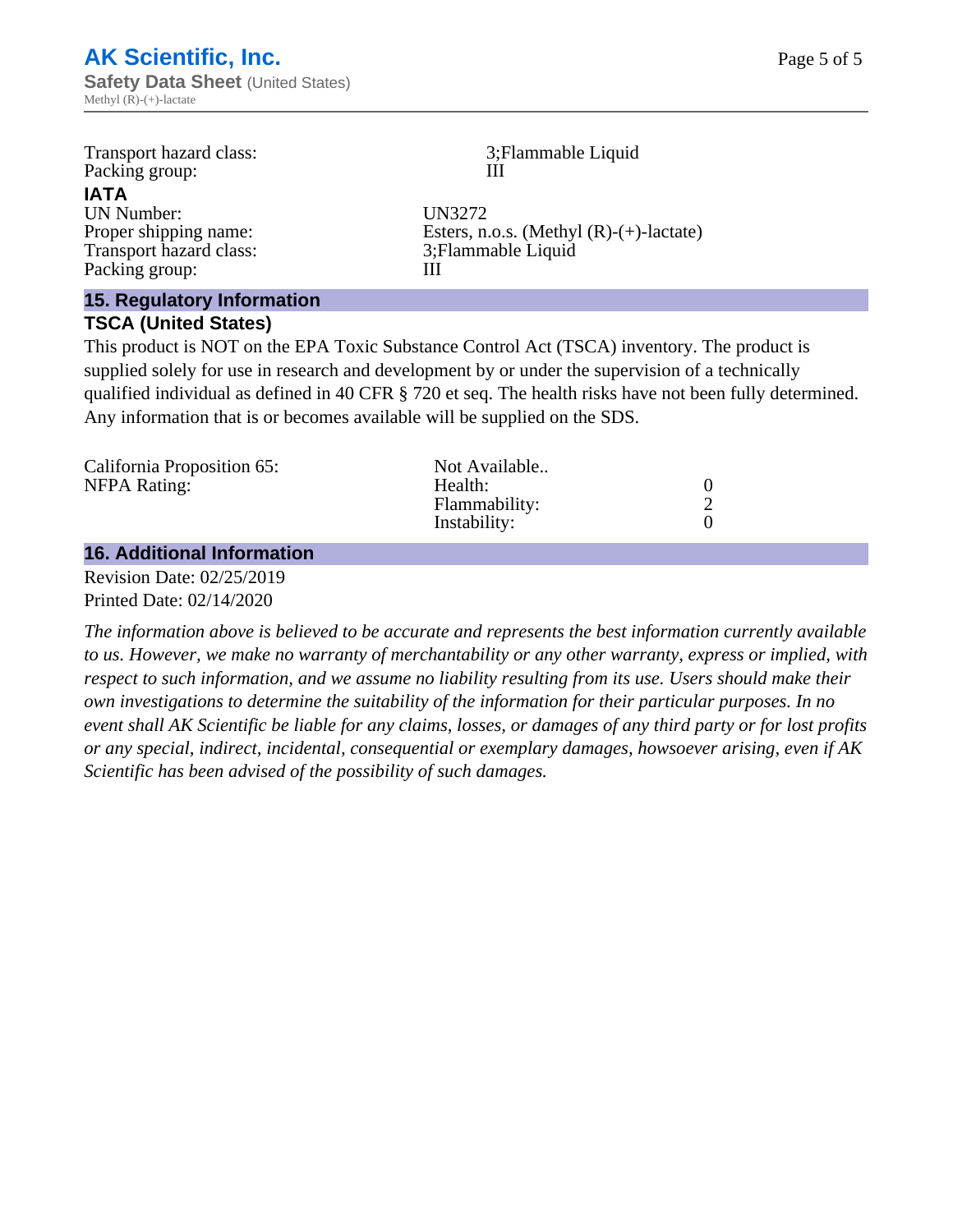| | |
|---|---|
| Transport hazard class: | 3;Flammable Liquid |
| Packing group: | III |

**IATA**

| | |
|---|---|
| UN Number: | UN3272 |
| Proper shipping name: | Esters, n.o.s. (Methyl (R)-(+)-lactate) |
| Transport hazard class: | 3;Flammable Liquid |
| Packing group: | III |

## 15. Regulatory Information

### TSCA (United States)

This product is NOT on the EPA Toxic Substance Control Act (TSCA) inventory. The product is supplied solely for use in research and development by or under the supervision of a technically qualified individual as defined in 40 CFR § 720 et seq. The health risks have not been fully determined. Any information that is or becomes available will be supplied on the SDS.

| | | |
|---|---|---|
| California Proposition 65: | Not Available.. | |
| NFPA Rating: | Health: | 0 |
| | Flammability: | 2 |
| | Instability: | 0 |

## 16. Additional Information

Revision Date: 02/25/2019
Printed Date: 02/14/2020

*The information above is believed to be accurate and represents the best information currently available to us. However, we make no warranty of merchantability or any other warranty, express or implied, with respect to such information, and we assume no liability resulting from its use. Users should make their own investigations to determine the suitability of the information for their particular purposes. In no event shall AK Scientific be liable for any claims, losses, or damages of any third party or for lost profits or any special, indirect, incidental, consequential or exemplary damages, howsoever arising, even if AK Scientific has been advised of the possibility of such damages.*